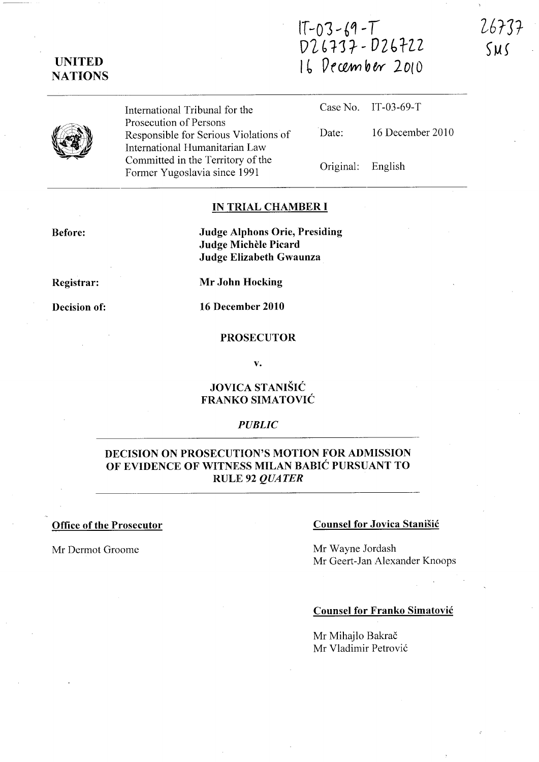IT-03-69-T
D26737-D26722
16 December 2010

26737
SMS

**UNITED NATIONS**

| International Tribunal for the Prosecution of Persons Responsible for Serious Violations of International Humanitarian Law Committed in the Territory of the Former Yugoslavia since 1991 | Case No. | IT-03-69-T |
|---|---|---|
| | Date: | 16 December 2010 |
| | Original: | English |

**IN TRIAL CHAMBER I**

**Before:** **Judge Alphons Orie, Presiding**
**Judge Michèle Picard**
**Judge Elizabeth Gwaunza**

**Registrar:** **Mr John Hocking**

**Decision of:** **16 December 2010**

**PROSECUTOR**

**v.**

**JOVICA STANIŠIĆ**
**FRANKO SIMATOVIĆ**

***PUBLIC***

**DECISION ON PROSECUTION'S MOTION FOR ADMISSION OF EVIDENCE OF WITNESS MILAN BABIĆ PURSUANT TO RULE 92 *QUATER***

**Office of the Prosecutor**

Mr Dermot Groome

**Counsel for Jovica Stanišić**

Mr Wayne Jordash
Mr Geert-Jan Alexander Knoops

**Counsel for Franko Simatović**

Mr Mihajlo Bakrač
Mr Vladimir Petrović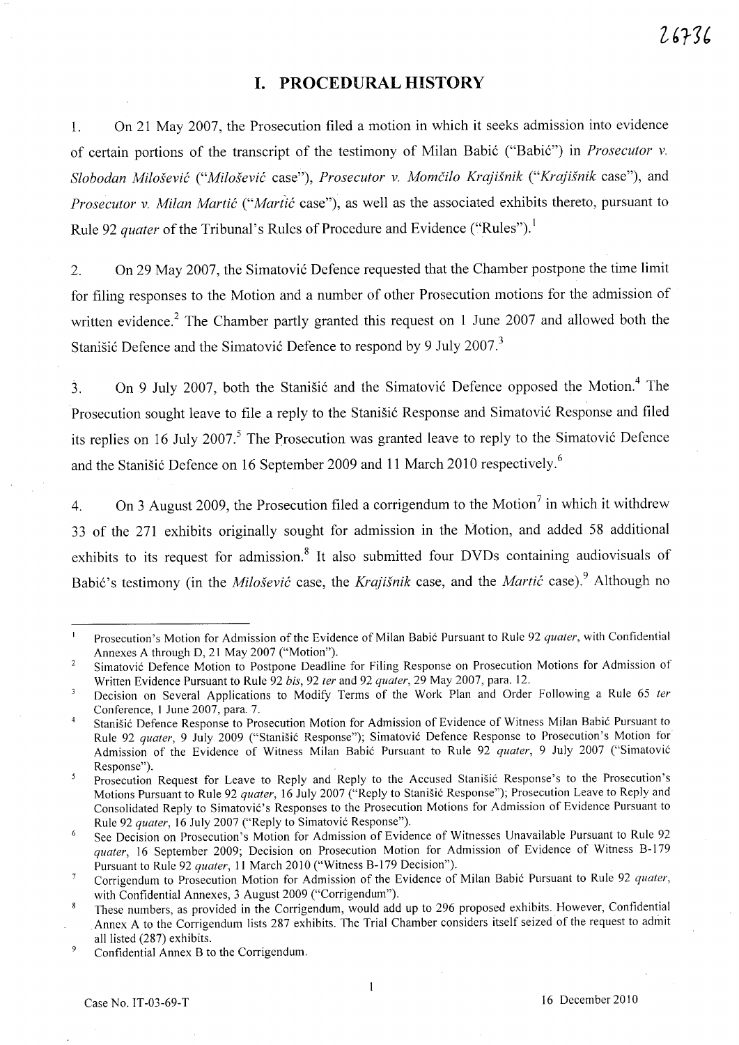## I. PROCEDURAL HISTORY

1. On 21 May 2007, the Prosecution filed a motion in which it seeks admission into evidence of certain portions of the transcript of the testimony of Milan Babić ("Babić") in *Prosecutor v. Slobodan Milošević* ("*Milošević* case"), *Prosecutor v. Momčilo Krajišnik* ("*Krajišnik* case"), and *Prosecutor v. Milan Martić* ("*Martić* case"), as well as the associated exhibits thereto, pursuant to Rule 92 *quater* of the Tribunal's Rules of Procedure and Evidence ("Rules").[1]

2. On 29 May 2007, the Simatović Defence requested that the Chamber postpone the time limit for filing responses to the Motion and a number of other Prosecution motions for the admission of written evidence.[2] The Chamber partly granted this request on 1 June 2007 and allowed both the Stanišić Defence and the Simatović Defence to respond by 9 July 2007.[3]

3. On 9 July 2007, both the Stanišić and the Simatović Defence opposed the Motion.[4] The Prosecution sought leave to file a reply to the Stanišić Response and Simatović Response and filed its replies on 16 July 2007.[5] The Prosecution was granted leave to reply to the Simatović Defence and the Stanišić Defence on 16 September 2009 and 11 March 2010 respectively.[6]

4. On 3 August 2009, the Prosecution filed a corrigendum to the Motion[7] in which it withdrew 33 of the 271 exhibits originally sought for admission in the Motion, and added 58 additional exhibits to its request for admission.[8] It also submitted four DVDs containing audiovisuals of Babić's testimony (in the *Milošević* case, the *Krajišnik* case, and the *Martić* case).[9] Although no

---

[1] Prosecution's Motion for Admission of the Evidence of Milan Babić Pursuant to Rule 92 *quater*, with Confidential Annexes A through D, 21 May 2007 ("Motion").

[2] Simatović Defence Motion to Postpone Deadline for Filing Response on Prosecution Motions for Admission of Written Evidence Pursuant to Rule 92 *bis*, 92 *ter* and 92 *quater*, 29 May 2007, para. 12.

[3] Decision on Several Applications to Modify Terms of the Work Plan and Order Following a Rule 65 *ter* Conference, 1 June 2007, para. 7.

[4] Stanišić Defence Response to Prosecution Motion for Admission of Evidence of Witness Milan Babić Pursuant to Rule 92 *quater*, 9 July 2009 ("Stanišić Response"); Simatović Defence Response to Prosecution's Motion for Admission of the Evidence of Witness Milan Babić Pursuant to Rule 92 *quater*, 9 July 2007 ("Simatović Response").

[5] Prosecution Request for Leave to Reply and Reply to the Accused Stanišić Response's to the Prosecution's Motions Pursuant to Rule 92 *quater*, 16 July 2007 ("Reply to Stanišić Response"); Prosecution Leave to Reply and Consolidated Reply to Simatović's Responses to the Prosecution Motions for Admission of Evidence Pursuant to Rule 92 *quater*, 16 July 2007 ("Reply to Simatović Response").

[6] See Decision on Prosecution's Motion for Admission of Evidence of Witnesses Unavailable Pursuant to Rule 92 *quater*, 16 September 2009; Decision on Prosecution Motion for Admission of Evidence of Witness B-179 Pursuant to Rule 92 *quater*, 11 March 2010 ("Witness B-179 Decision").

[7] Corrigendum to Prosecution Motion for Admission of the Evidence of Milan Babić Pursuant to Rule 92 *quater*, with Confidential Annexes, 3 August 2009 ("Corrigendum").

[8] These numbers, as provided in the Corrigendum, would add up to 296 proposed exhibits. However, Confidential Annex A to the Corrigendum lists 287 exhibits. The Trial Chamber considers itself seized of the request to admit all listed (287) exhibits.

[9] Confidential Annex B to the Corrigendum.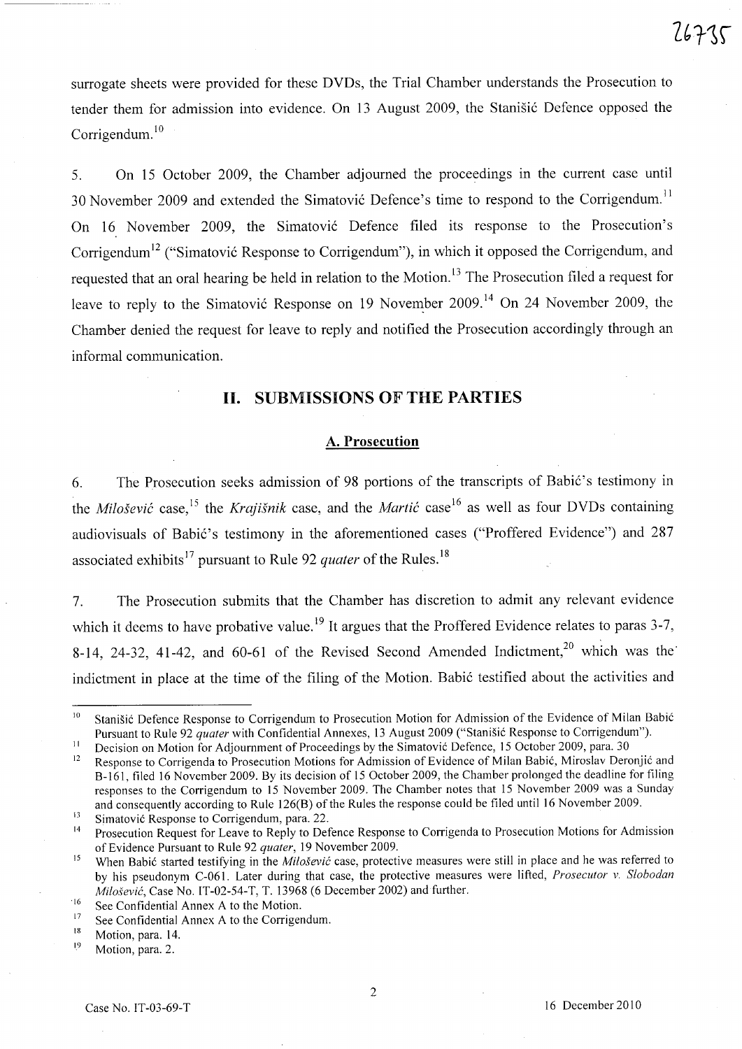surrogate sheets were provided for these DVDs, the Trial Chamber understands the Prosecution to tender them for admission into evidence. On 13 August 2009, the Stanišić Defence opposed the Corrigendum.[10]

5. On 15 October 2009, the Chamber adjourned the proceedings in the current case until 30 November 2009 and extended the Simatović Defence's time to respond to the Corrigendum.[11] On 16 November 2009, the Simatović Defence filed its response to the Prosecution's Corrigendum[12] ("Simatović Response to Corrigendum"), in which it opposed the Corrigendum, and requested that an oral hearing be held in relation to the Motion.[13] The Prosecution filed a request for leave to reply to the Simatović Response on 19 November 2009.[14] On 24 November 2009, the Chamber denied the request for leave to reply and notified the Prosecution accordingly through an informal communication.

## II. SUBMISSIONS OF THE PARTIES

### A. Prosecution

6. The Prosecution seeks admission of 98 portions of the transcripts of Babić's testimony in the *Milošević* case,[15] the *Krajišnik* case, and the *Martić* case[16] as well as four DVDs containing audiovisuals of Babić's testimony in the aforementioned cases ("Proffered Evidence") and 287 associated exhibits[17] pursuant to Rule 92 *quater* of the Rules.[18]

7. The Prosecution submits that the Chamber has discretion to admit any relevant evidence which it deems to have probative value.[19] It argues that the Proffered Evidence relates to paras 3-7, 8-14, 24-32, 41-42, and 60-61 of the Revised Second Amended Indictment,[20] which was the indictment in place at the time of the filing of the Motion. Babić testified about the activities and

---

[10] Stanišić Defence Response to Corrigendum to Prosecution Motion for Admission of the Evidence of Milan Babić Pursuant to Rule 92 *quater* with Confidential Annexes, 13 August 2009 ("Stanišić Response to Corrigendum").

[11] Decision on Motion for Adjournment of Proceedings by the Simatović Defence, 15 October 2009, para. 30

[12] Response to Corrigenda to Prosecution Motions for Admission of Evidence of Milan Babić, Miroslav Deronjić and B-161, filed 16 November 2009. By its decision of 15 October 2009, the Chamber prolonged the deadline for filing responses to the Corrigendum to 15 November 2009. The Chamber notes that 15 November 2009 was a Sunday and consequently according to Rule 126(B) of the Rules the response could be filed until 16 November 2009.

[13] Simatović Response to Corrigendum, para. 22.

[14] Prosecution Request for Leave to Reply to Defence Response to Corrigenda to Prosecution Motions for Admission of Evidence Pursuant to Rule 92 *quater*, 19 November 2009.

[15] When Babić started testifying in the *Milošević* case, protective measures were still in place and he was referred to by his pseudonym C-061. Later during that case, the protective measures were lifted, *Prosecutor v. Slobodan Milošević*, Case No. IT-02-54-T, T. 13968 (6 December 2002) and further.

[16] See Confidential Annex A to the Motion.

[17] See Confidential Annex A to the Corrigendum.

[18] Motion, para. 14.

[19] Motion, para. 2.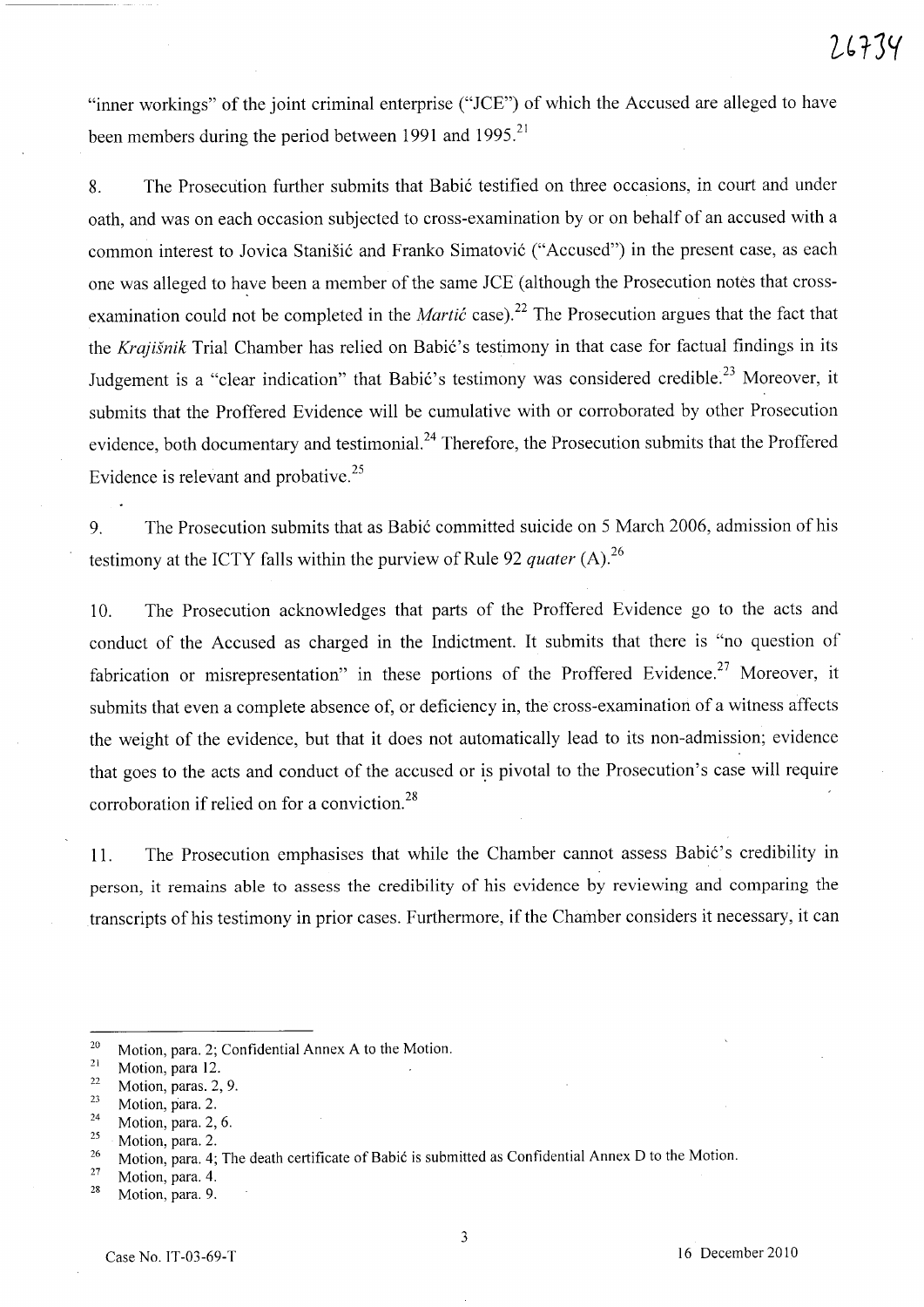"inner workings" of the joint criminal enterprise ("JCE") of which the Accused are alleged to have been members during the period between 1991 and 1995.[21]

8. The Prosecution further submits that Babić testified on three occasions, in court and under oath, and was on each occasion subjected to cross-examination by or on behalf of an accused with a common interest to Jovica Stanišić and Franko Simatović ("Accused") in the present case, as each one was alleged to have been a member of the same JCE (although the Prosecution notes that cross-examination could not be completed in the *Martić* case).[22] The Prosecution argues that the fact that the *Krajišnik* Trial Chamber has relied on Babić's testimony in that case for factual findings in its Judgement is a "clear indication" that Babić's testimony was considered credible.[23] Moreover, it submits that the Proffered Evidence will be cumulative with or corroborated by other Prosecution evidence, both documentary and testimonial.[24] Therefore, the Prosecution submits that the Proffered Evidence is relevant and probative.[25]

9. The Prosecution submits that as Babić committed suicide on 5 March 2006, admission of his testimony at the ICTY falls within the purview of Rule 92 *quater* (A).[26]

10. The Prosecution acknowledges that parts of the Proffered Evidence go to the acts and conduct of the Accused as charged in the Indictment. It submits that there is "no question of fabrication or misrepresentation" in these portions of the Proffered Evidence.[27] Moreover, it submits that even a complete absence of, or deficiency in, the cross-examination of a witness affects the weight of the evidence, but that it does not automatically lead to its non-admission; evidence that goes to the acts and conduct of the accused or is pivotal to the Prosecution's case will require corroboration if relied on for a conviction.[28]

11. The Prosecution emphasises that while the Chamber cannot assess Babić's credibility in person, it remains able to assess the credibility of his evidence by reviewing and comparing the transcripts of his testimony in prior cases. Furthermore, if the Chamber considers it necessary, it can

---

[20] Motion, para. 2; Confidential Annex A to the Motion.
[21] Motion, para 12.
[22] Motion, paras. 2, 9.
[23] Motion, para. 2.
[24] Motion, para. 2, 6.
[25] Motion, para. 2.
[26] Motion, para. 4; The death certificate of Babić is submitted as Confidential Annex D to the Motion.
[27] Motion, para. 4.
[28] Motion, para. 9.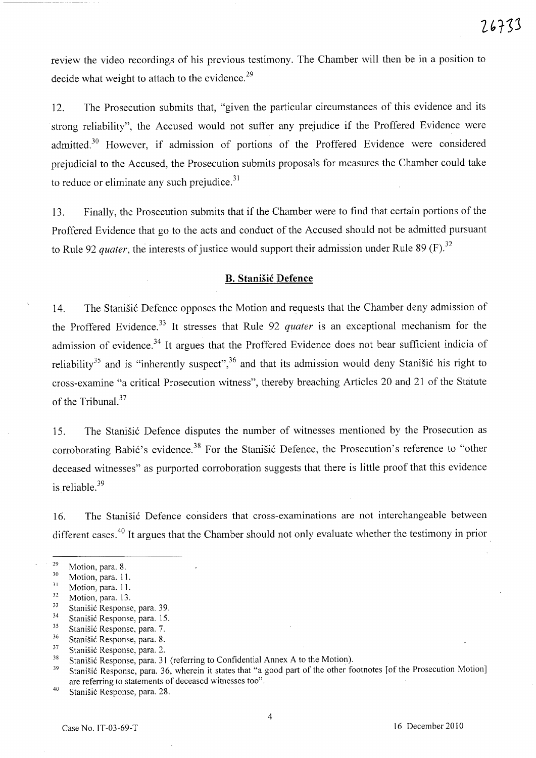review the video recordings of his previous testimony. The Chamber will then be in a position to decide what weight to attach to the evidence.[29]

12. The Prosecution submits that, "given the particular circumstances of this evidence and its strong reliability", the Accused would not suffer any prejudice if the Proffered Evidence were admitted.[30] However, if admission of portions of the Proffered Evidence were considered prejudicial to the Accused, the Prosecution submits proposals for measures the Chamber could take to reduce or eliminate any such prejudice.[31]

13. Finally, the Prosecution submits that if the Chamber were to find that certain portions of the Proffered Evidence that go to the acts and conduct of the Accused should not be admitted pursuant to Rule 92 *quater*, the interests of justice would support their admission under Rule 89 (F).[32]

## **B. Stanišić Defence**

14. The Stanišić Defence opposes the Motion and requests that the Chamber deny admission of the Proffered Evidence.[33] It stresses that Rule 92 *quater* is an exceptional mechanism for the admission of evidence.[34] It argues that the Proffered Evidence does not bear sufficient indicia of reliability[35] and is "inherently suspect",[36] and that its admission would deny Stanišić his right to cross-examine "a critical Prosecution witness", thereby breaching Articles 20 and 21 of the Statute of the Tribunal.[37]

15. The Stanišić Defence disputes the number of witnesses mentioned by the Prosecution as corroborating Babić's evidence.[38] For the Stanišić Defence, the Prosecution's reference to "other deceased witnesses" as purported corroboration suggests that there is little proof that this evidence is reliable.[39]

16. The Stanišić Defence considers that cross-examinations are not interchangeable between different cases.[40] It argues that the Chamber should not only evaluate whether the testimony in prior

---

29 Motion, para. 8.
30 Motion, para. 11.
31 Motion, para. 11.
32 Motion, para. 13.
33 Stanišić Response, para. 39.
34 Stanišić Response, para. 15.
35 Stanišić Response, para. 7.
36 Stanišić Response, para. 8.
37 Stanišić Response, para. 2.
38 Stanišić Response, para. 31 (referring to Confidential Annex A to the Motion).
39 Stanišić Response, para. 36, wherein it states that "a good part of the other footnotes [of the Prosecution Motion] are referring to statements of deceased witnesses too".
40 Stanišić Response, para. 28.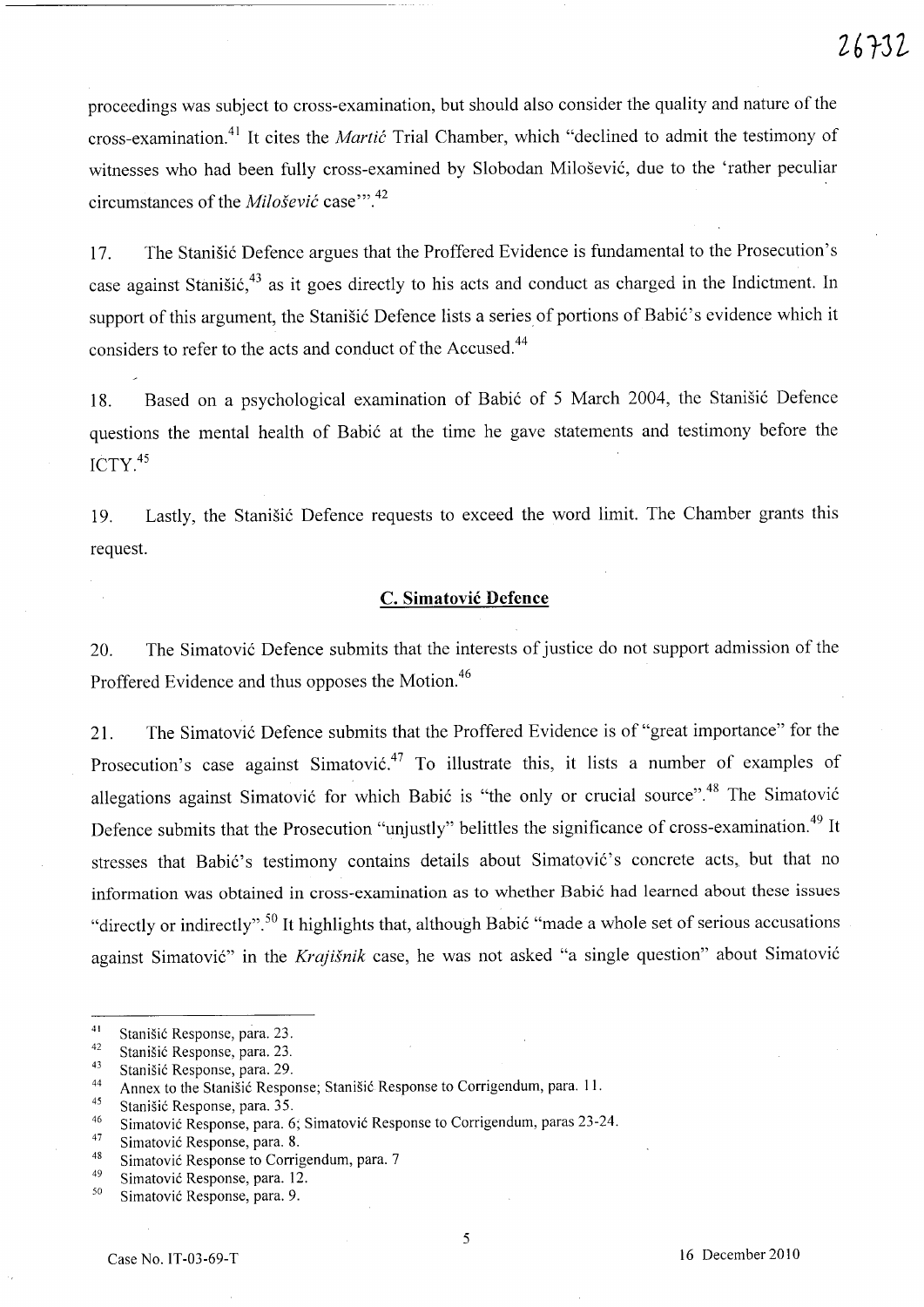proceedings was subject to cross-examination, but should also consider the quality and nature of the cross-examination.[41] It cites the *Martić* Trial Chamber, which "declined to admit the testimony of witnesses who had been fully cross-examined by Slobodan Milošević, due to the 'rather peculiar circumstances of the *Milošević* case'".[42]

17. The Stanišić Defence argues that the Proffered Evidence is fundamental to the Prosecution's case against Stanišić,[43] as it goes directly to his acts and conduct as charged in the Indictment. In support of this argument, the Stanišić Defence lists a series of portions of Babić's evidence which it considers to refer to the acts and conduct of the Accused.[44]

18. Based on a psychological examination of Babić of 5 March 2004, the Stanišić Defence questions the mental health of Babić at the time he gave statements and testimony before the ICTY.[45]

19. Lastly, the Stanišić Defence requests to exceed the word limit. The Chamber grants this request.

## C. Simatović Defence

20. The Simatović Defence submits that the interests of justice do not support admission of the Proffered Evidence and thus opposes the Motion.[46]

21. The Simatović Defence submits that the Proffered Evidence is of "great importance" for the Prosecution's case against Simatović.[47] To illustrate this, it lists a number of examples of allegations against Simatović for which Babić is "the only or crucial source".[48] The Simatović Defence submits that the Prosecution "unjustly" belittles the significance of cross-examination.[49] It stresses that Babić's testimony contains details about Simatović's concrete acts, but that no information was obtained in cross-examination as to whether Babić had learned about these issues "directly or indirectly".[50] It highlights that, although Babić "made a whole set of serious accusations against Simatović" in the *Krajišnik* case, he was not asked "a single question" about Simatović

---

[41] Stanišić Response, para. 23.
[42] Stanišić Response, para. 23.
[43] Stanišić Response, para. 29.
[44] Annex to the Stanišić Response; Stanišić Response to Corrigendum, para. 11.
[45] Stanišić Response, para. 35.
[46] Simatović Response, para. 6; Simatović Response to Corrigendum, paras 23-24.
[47] Simatović Response, para. 8.
[48] Simatović Response to Corrigendum, para. 7
[49] Simatović Response, para. 12.
[50] Simatović Response, para. 9.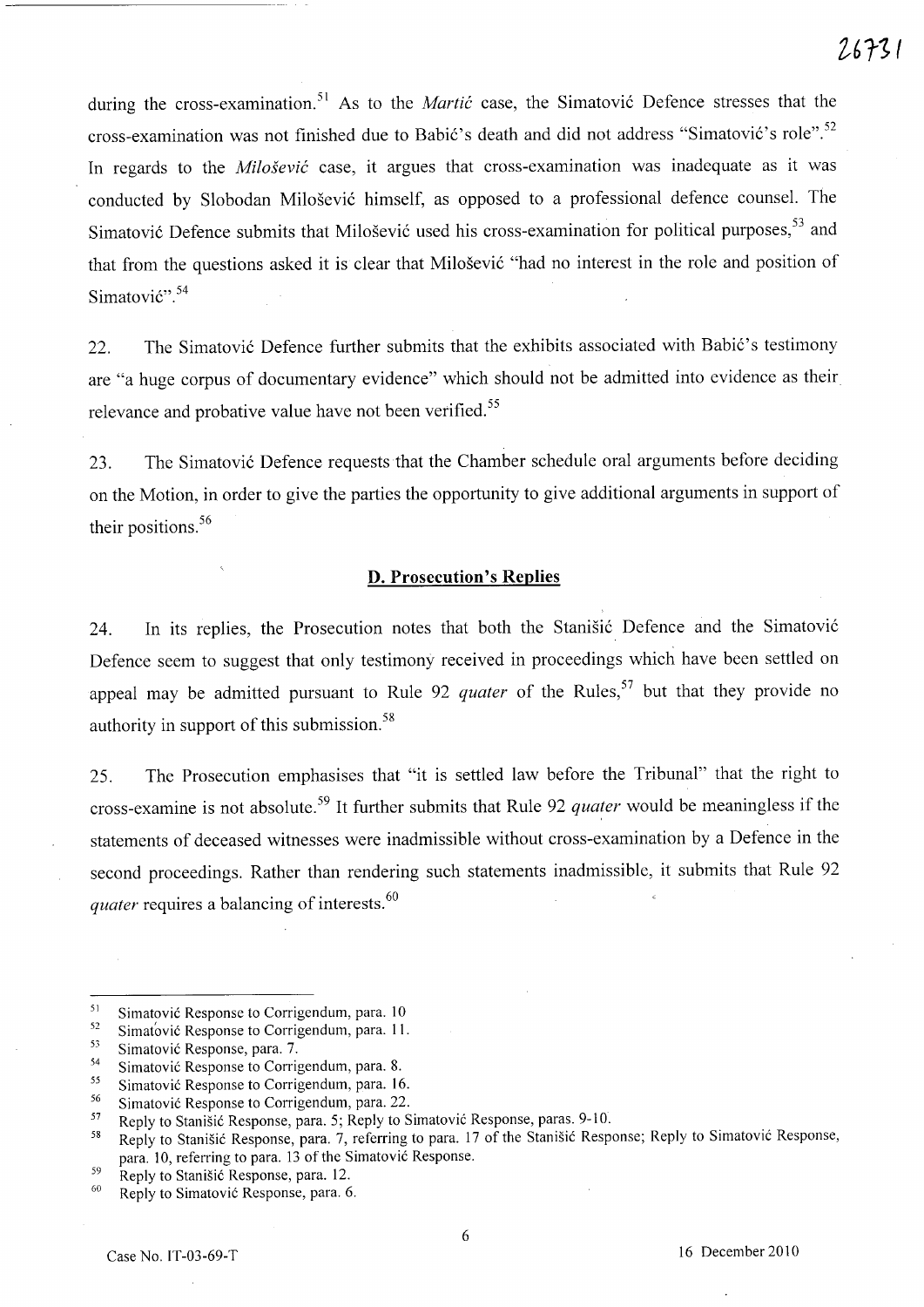during the cross-examination.[51] As to the *Martić* case, the Simatović Defence stresses that the cross-examination was not finished due to Babić's death and did not address "Simatović's role".[52] In regards to the *Milošević* case, it argues that cross-examination was inadequate as it was conducted by Slobodan Milošević himself, as opposed to a professional defence counsel. The Simatović Defence submits that Milošević used his cross-examination for political purposes,[53] and that from the questions asked it is clear that Milošević "had no interest in the role and position of Simatović".[54]

22. The Simatović Defence further submits that the exhibits associated with Babić's testimony are "a huge corpus of documentary evidence" which should not be admitted into evidence as their relevance and probative value have not been verified.[55]

23. The Simatović Defence requests that the Chamber schedule oral arguments before deciding on the Motion, in order to give the parties the opportunity to give additional arguments in support of their positions.[56]

## D. Prosecution's Replies

24. In its replies, the Prosecution notes that both the Stanišić Defence and the Simatović Defence seem to suggest that only testimony received in proceedings which have been settled on appeal may be admitted pursuant to Rule 92 *quater* of the Rules,[57] but that they provide no authority in support of this submission.[58]

25. The Prosecution emphasises that "it is settled law before the Tribunal" that the right to cross-examine is not absolute.[59] It further submits that Rule 92 *quater* would be meaningless if the statements of deceased witnesses were inadmissible without cross-examination by a Defence in the second proceedings. Rather than rendering such statements inadmissible, it submits that Rule 92 *quater* requires a balancing of interests.[60]

---

[51] Simatović Response to Corrigendum, para. 10
[52] Simatović Response to Corrigendum, para. 11.
[53] Simatović Response, para. 7.
[54] Simatović Response to Corrigendum, para. 8.
[55] Simatović Response to Corrigendum, para. 16.
[56] Simatović Response to Corrigendum, para. 22.
[57] Reply to Stanišić Response, para. 5; Reply to Simatović Response, paras. 9-10.
[58] Reply to Stanišić Response, para. 7, referring to para. 17 of the Stanišić Response; Reply to Simatović Response, para. 10, referring to para. 13 of the Simatović Response.
[59] Reply to Stanišić Response, para. 12.
[60] Reply to Simatović Response, para. 6.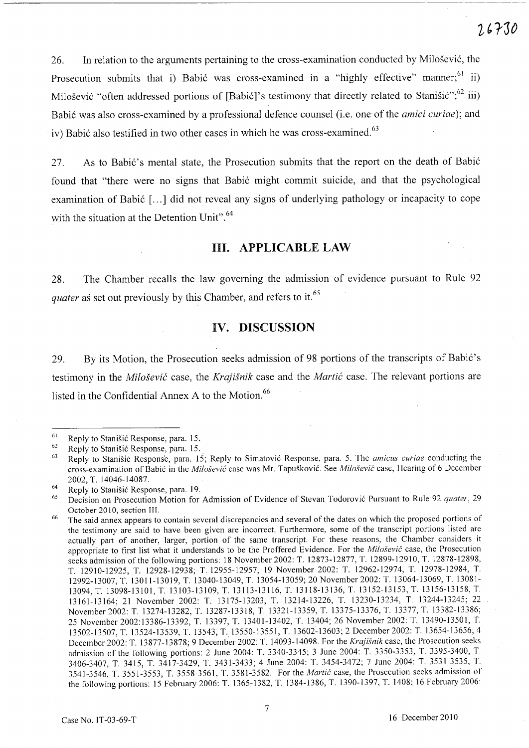26. In relation to the arguments pertaining to the cross-examination conducted by Milošević, the Prosecution submits that i) Babić was cross-examined in a "highly effective" manner;[61] ii) Milošević "often addressed portions of [Babić]'s testimony that directly related to Stanišić";[62] iii) Babić was also cross-examined by a professional defence counsel (i.e. one of the *amici curiae*); and iv) Babić also testified in two other cases in which he was cross-examined.[63]

27. As to Babić's mental state, the Prosecution submits that the report on the death of Babić found that "there were no signs that Babić might commit suicide, and that the psychological examination of Babić [...] did not reveal any signs of underlying pathology or incapacity to cope with the situation at the Detention Unit".[64]

## III. APPLICABLE LAW

28. The Chamber recalls the law governing the admission of evidence pursuant to Rule 92 *quater* as set out previously by this Chamber, and refers to it.[65]

## IV. DISCUSSION

29. By its Motion, the Prosecution seeks admission of 98 portions of the transcripts of Babić's testimony in the *Milošević* case, the *Krajišnik* case and the *Martić* case. The relevant portions are listed in the Confidential Annex A to the Motion.[66]

---

[61] Reply to Stanišić Response, para. 15.

[62] Reply to Stanišić Response, para. 15.

[63] Reply to Stanišić Response, para. 15; Reply to Simatović Response, para. 5. The *amicus curiae* conducting the cross-examination of Babić in the *Milošević* case was Mr. Tapušković. See *Milošević* case, Hearing of 6 December 2002, T. 14046-14087.

[64] Reply to Stanišić Response, para. 19.

[65] Decision on Prosecution Motion for Admission of Evidence of Stevan Todorović Pursuant to Rule 92 *quater*, 29 October 2010, section III.

[66] The said annex appears to contain several discrepancies and several of the dates on which the proposed portions of the testimony are said to have been given are incorrect. Furthermore, some of the transcript portions listed are actually part of another, larger, portion of the same transcript. For these reasons, the Chamber considers it appropriate to first list what it understands to be the Proffered Evidence. For the *Milošević* case, the Prosecution seeks admission of the following portions: 18 November 2002: T. 12873-12877, T. 12899-12910, T. 12878-12898, T. 12910-12925, T. 12928-12938, T. 12955-12957, 19 November 2002: T. 12962-12974, T. 12978-12984, T. 12992-13007, T. 13011-13019, T. 13040-13049, T. 13054-13059; 20 November 2002: T. 13064-13069, T. 13081-13094, T. 13098-13101, T. 13103-13109, T. 13113-13116, T. 13118-13136, T. 13152-13153, T. 13156-13158, T. 13161-13164; 21 November 2002: T. 13175-13203, T. 13214-13226, T. 13230-13234, T. 13244-13245; 22 November 2002: T. 13274-13282, T. 13287-13318, T. 13321-13359, T. 13375-13376, T. 13377, T. 13382-13386; 25 November 2002:13386-13392, T. 13397, T. 13401-13402, T. 13404; 26 November 2002: T. 13490-13501, T. 13502-13507, T. 13524-13539, T. 13543, T. 13550-13551, T. 13602-13603; 2 December 2002: T. 13654-13656; 4 December 2002: T. 13877-13878; 9 December 2002: T. 14093-14098. For the *Krajišnik* case, the Prosecution seeks admission of the following portions: 2 June 2004: T. 3340-3345; 3 June 2004: T. 3350-3353, T. 3395-3400, T. 3406-3407, T. 3415, T. 3417-3429, T. 3431-3433; 4 June 2004: T. 3454-3472; 7 June 2004: T. 3531-3535, T. 3541-3546, T. 3551-3553, T. 3558-3561, T. 3581-3582. For the *Martić* case, the Prosecution seeks admission of the following portions: 15 February 2006: T. 1365-1382, T. 1384-1386, T. 1390-1397, T. 1408; 16 February 2006: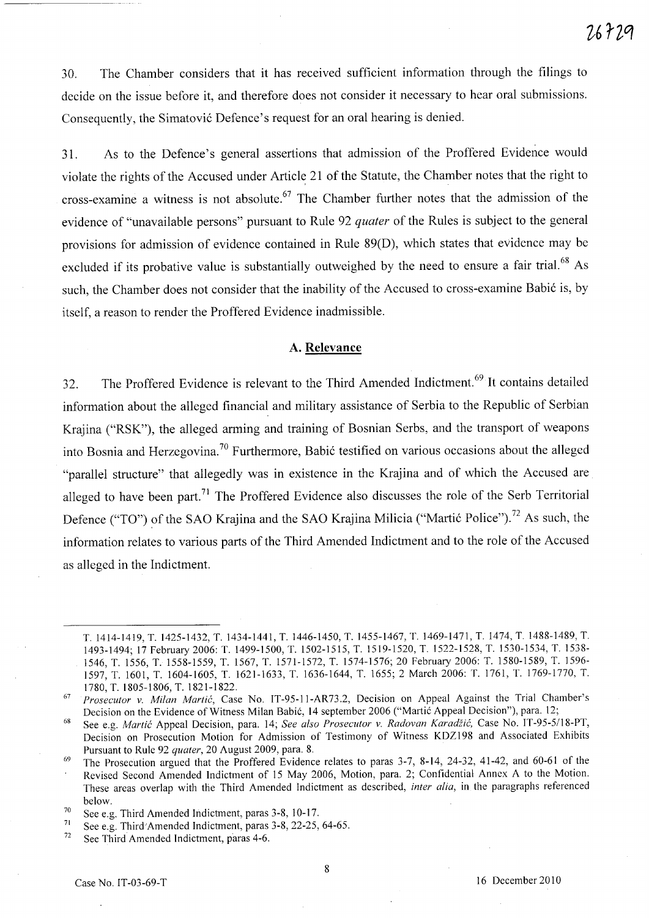30. The Chamber considers that it has received sufficient information through the filings to decide on the issue before it, and therefore does not consider it necessary to hear oral submissions. Consequently, the Simatović Defence's request for an oral hearing is denied.

31. As to the Defence's general assertions that admission of the Proffered Evidence would violate the rights of the Accused under Article 21 of the Statute, the Chamber notes that the right to cross-examine a witness is not absolute.[67] The Chamber further notes that the admission of the evidence of "unavailable persons" pursuant to Rule 92 *quater* of the Rules is subject to the general provisions for admission of evidence contained in Rule 89(D), which states that evidence may be excluded if its probative value is substantially outweighed by the need to ensure a fair trial.[68] As such, the Chamber does not consider that the inability of the Accused to cross-examine Babić is, by itself, a reason to render the Proffered Evidence inadmissible.

### A. Relevance

32. The Proffered Evidence is relevant to the Third Amended Indictment.[69] It contains detailed information about the alleged financial and military assistance of Serbia to the Republic of Serbian Krajina ("RSK"), the alleged arming and training of Bosnian Serbs, and the transport of weapons into Bosnia and Herzegovina.[70] Furthermore, Babić testified on various occasions about the alleged "parallel structure" that allegedly was in existence in the Krajina and of which the Accused are alleged to have been part.[71] The Proffered Evidence also discusses the role of the Serb Territorial Defence ("TO") of the SAO Krajina and the SAO Krajina Milicia ("Martić Police").[72] As such, the information relates to various parts of the Third Amended Indictment and to the role of the Accused as alleged in the Indictment.

---

T. 1414-1419, T. 1425-1432, T. 1434-1441, T. 1446-1450, T. 1455-1467, T. 1469-1471, T. 1474, T. 1488-1489, T. 1493-1494; 17 February 2006: T. 1499-1500, T. 1502-1515, T. 1519-1520, T. 1522-1528, T. 1530-1534, T. 1538-1546, T. 1556, T. 1558-1559, T. 1567, T. 1571-1572, T. 1574-1576; 20 February 2006: T. 1580-1589, T. 1596-1597, T. 1601, T. 1604-1605, T. 1621-1633, T. 1636-1644, T. 1655; 2 March 2006: T. 1761, T. 1769-1770, T. 1780, T. 1805-1806, T. 1821-1822.

[67] *Prosecutor v. Milan Martić*, Case No. IT-95-11-AR73.2, Decision on Appeal Against the Trial Chamber's Decision on the Evidence of Witness Milan Babić, 14 september 2006 ("Martić Appeal Decision"), para. 12;

[68] See e.g. *Martić* Appeal Decision, para. 14; *See also Prosecutor v. Radovan Karadžić*, Case No. IT-95-5/18-PT, Decision on Prosecution Motion for Admission of Testimony of Witness KDZ198 and Associated Exhibits Pursuant to Rule 92 *quater*, 20 August 2009, para. 8.

[69] The Prosecution argued that the Proffered Evidence relates to paras 3-7, 8-14, 24-32, 41-42, and 60-61 of the Revised Second Amended Indictment of 15 May 2006, Motion, para. 2; Confidential Annex A to the Motion. These areas overlap with the Third Amended Indictment as described, *inter alia*, in the paragraphs referenced below.

[70] See e.g. Third Amended Indictment, paras 3-8, 10-17.

[71] See e.g. Third Amended Indictment, paras 3-8, 22-25, 64-65.

[72] See Third Amended Indictment, paras 4-6.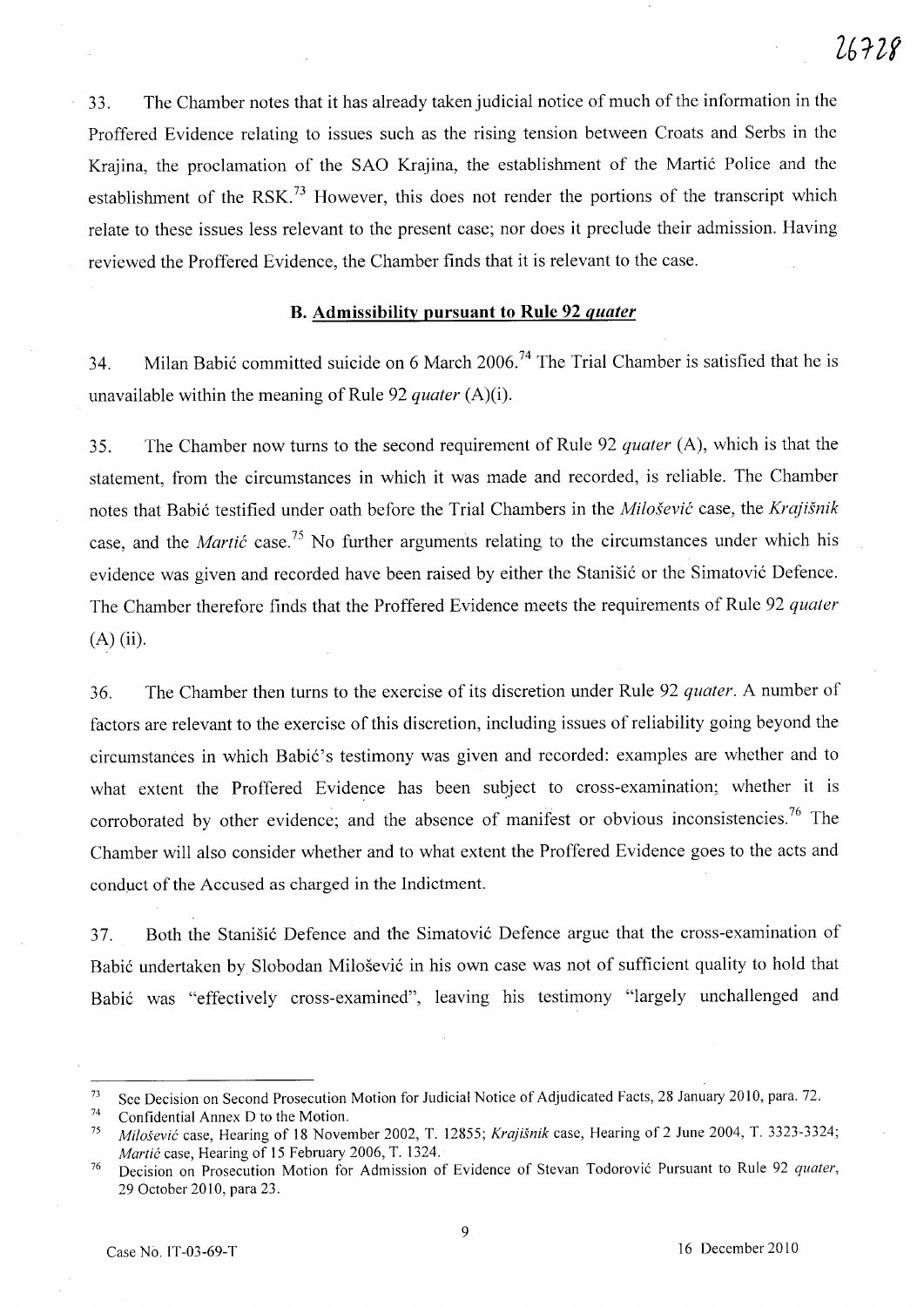33. The Chamber notes that it has already taken judicial notice of much of the information in the Proffered Evidence relating to issues such as the rising tension between Croats and Serbs in the Krajina, the proclamation of the SAO Krajina, the establishment of the Martić Police and the establishment of the RSK.[73] However, this does not render the portions of the transcript which relate to these issues less relevant to the present case; nor does it preclude their admission. Having reviewed the Proffered Evidence, the Chamber finds that it is relevant to the case.

### B. Admissibility pursuant to Rule 92 *quater*

34. Milan Babić committed suicide on 6 March 2006.[74] The Trial Chamber is satisfied that he is unavailable within the meaning of Rule 92 *quater* (A)(i).

35. The Chamber now turns to the second requirement of Rule 92 *quater* (A), which is that the statement, from the circumstances in which it was made and recorded, is reliable. The Chamber notes that Babić testified under oath before the Trial Chambers in the *Milošević* case, the *Krajišnik* case, and the *Martić* case.[75] No further arguments relating to the circumstances under which his evidence was given and recorded have been raised by either the Stanišić or the Simatović Defence. The Chamber therefore finds that the Proffered Evidence meets the requirements of Rule 92 *quater* (A) (ii).

36. The Chamber then turns to the exercise of its discretion under Rule 92 *quater*. A number of factors are relevant to the exercise of this discretion, including issues of reliability going beyond the circumstances in which Babić's testimony was given and recorded: examples are whether and to what extent the Proffered Evidence has been subject to cross-examination; whether it is corroborated by other evidence; and the absence of manifest or obvious inconsistencies.[76] The Chamber will also consider whether and to what extent the Proffered Evidence goes to the acts and conduct of the Accused as charged in the Indictment.

37. Both the Stanišić Defence and the Simatović Defence argue that the cross-examination of Babić undertaken by Slobodan Milošević in his own case was not of sufficient quality to hold that Babić was "effectively cross-examined", leaving his testimony "largely unchallenged and

---

[73] See Decision on Second Prosecution Motion for Judicial Notice of Adjudicated Facts, 28 January 2010, para. 72.

[74] Confidential Annex D to the Motion.

[75] *Milošević* case, Hearing of 18 November 2002, T. 12855; *Krajišnik* case, Hearing of 2 June 2004, T. 3323-3324; *Martić* case, Hearing of 15 February 2006, T. 1324.

[76] Decision on Prosecution Motion for Admission of Evidence of Stevan Todorović Pursuant to Rule 92 *quater*, 29 October 2010, para 23.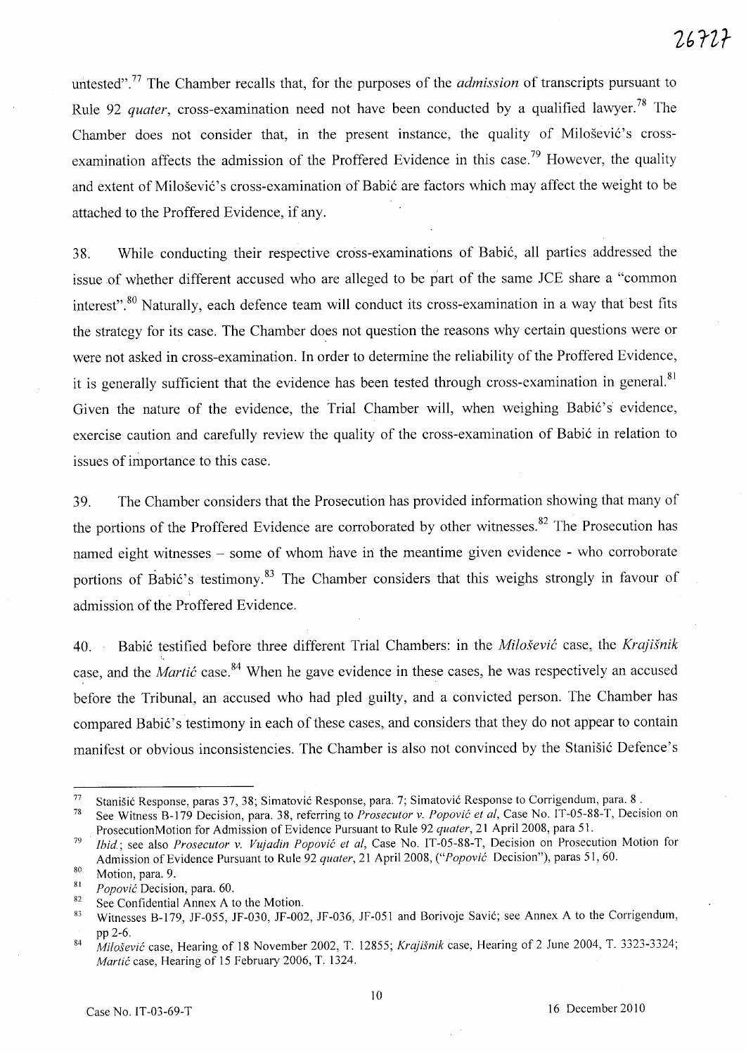untested".[77] The Chamber recalls that, for the purposes of the *admission* of transcripts pursuant to Rule 92 *quater*, cross-examination need not have been conducted by a qualified lawyer.[78] The Chamber does not consider that, in the present instance, the quality of Milošević's cross-examination affects the admission of the Proffered Evidence in this case.[79] However, the quality and extent of Milošević's cross-examination of Babić are factors which may affect the weight to be attached to the Proffered Evidence, if any.

38. While conducting their respective cross-examinations of Babić, all parties addressed the issue of whether different accused who are alleged to be part of the same JCE share a "common interest".[80] Naturally, each defence team will conduct its cross-examination in a way that best fits the strategy for its case. The Chamber does not question the reasons why certain questions were or were not asked in cross-examination. In order to determine the reliability of the Proffered Evidence, it is generally sufficient that the evidence has been tested through cross-examination in general.[81] Given the nature of the evidence, the Trial Chamber will, when weighing Babić's evidence, exercise caution and carefully review the quality of the cross-examination of Babić in relation to issues of importance to this case.

39. The Chamber considers that the Prosecution has provided information showing that many of the portions of the Proffered Evidence are corroborated by other witnesses.[82] The Prosecution has named eight witnesses – some of whom have in the meantime given evidence - who corroborate portions of Babić's testimony.[83] The Chamber considers that this weighs strongly in favour of admission of the Proffered Evidence.

40. Babić testified before three different Trial Chambers: in the *Milošević* case, the *Krajišnik* case, and the *Martić* case.[84] When he gave evidence in these cases, he was respectively an accused before the Tribunal, an accused who had pled guilty, and a convicted person. The Chamber has compared Babić's testimony in each of these cases, and considers that they do not appear to contain manifest or obvious inconsistencies. The Chamber is also not convinced by the Stanišić Defence's

---

[77] Stanišić Response, paras 37, 38; Simatović Response, para. 7; Simatović Response to Corrigendum, para. 8 .

[78] See Witness B-179 Decision, para. 38, referring to *Prosecutor v. Popović et al*, Case No. IT-05-88-T, Decision on ProsecutionMotion for Admission of Evidence Pursuant to Rule 92 *quater*, 21 April 2008, para 51.

[79] *Ibid.*; see also *Prosecutor v. Vujadin Popović et al*, Case No. IT-05-88-T, Decision on Prosecution Motion for Admission of Evidence Pursuant to Rule 92 *quater*, 21 April 2008, ("*Popović* Decision"), paras 51, 60.

[80] Motion, para. 9.

[81] *Popović* Decision, para. 60.

[82] See Confidential Annex A to the Motion.

[83] Witnesses B-179, JF-055, JF-030, JF-002, JF-036, JF-051 and Borivoje Savić; see Annex A to the Corrigendum, pp 2-6.

[84] *Milošević* case, Hearing of 18 November 2002, T. 12855; *Krajišnik* case, Hearing of 2 June 2004, T. 3323-3324; *Martić* case, Hearing of 15 February 2006, T. 1324.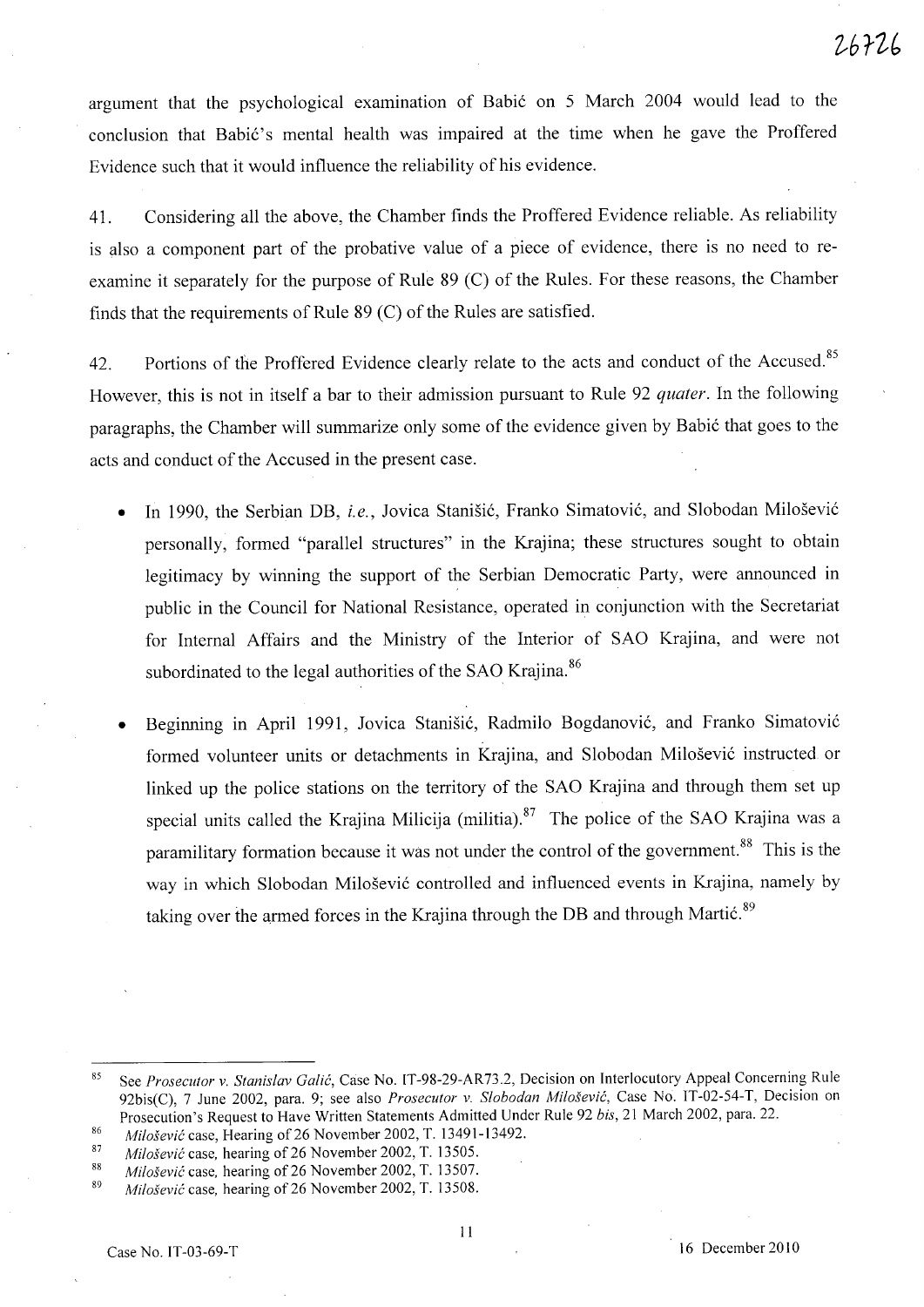argument that the psychological examination of Babić on 5 March 2004 would lead to the conclusion that Babić's mental health was impaired at the time when he gave the Proffered Evidence such that it would influence the reliability of his evidence.

41. Considering all the above, the Chamber finds the Proffered Evidence reliable. As reliability is also a component part of the probative value of a piece of evidence, there is no need to re-examine it separately for the purpose of Rule 89 (C) of the Rules. For these reasons, the Chamber finds that the requirements of Rule 89 (C) of the Rules are satisfied.

42. Portions of the Proffered Evidence clearly relate to the acts and conduct of the Accused.[85] However, this is not in itself a bar to their admission pursuant to Rule 92 *quater*. In the following paragraphs, the Chamber will summarize only some of the evidence given by Babić that goes to the acts and conduct of the Accused in the present case.

- In 1990, the Serbian DB, *i.e.*, Jovica Stanišić, Franko Simatović, and Slobodan Milošević personally, formed "parallel structures" in the Krajina; these structures sought to obtain legitimacy by winning the support of the Serbian Democratic Party, were announced in public in the Council for National Resistance, operated in conjunction with the Secretariat for Internal Affairs and the Ministry of the Interior of SAO Krajina, and were not subordinated to the legal authorities of the SAO Krajina.[86]

- Beginning in April 1991, Jovica Stanišić, Radmilo Bogdanović, and Franko Simatović formed volunteer units or detachments in Krajina, and Slobodan Milošević instructed or linked up the police stations on the territory of the SAO Krajina and through them set up special units called the Krajina Milicija (militia).[87] The police of the SAO Krajina was a paramilitary formation because it was not under the control of the government.[88] This is the way in which Slobodan Milošević controlled and influenced events in Krajina, namely by taking over the armed forces in the Krajina through the DB and through Martić.[89]

---

[85] See *Prosecutor v. Stanislav Galić*, Case No. IT-98-29-AR73.2, Decision on Interlocutory Appeal Concerning Rule 92bis(C), 7 June 2002, para. 9; see also *Prosecutor v. Slobodan Milošević*, Case No. IT-02-54-T, Decision on Prosecution's Request to Have Written Statements Admitted Under Rule 92 *bis*, 21 March 2002, para. 22.

[86] *Milošević* case, Hearing of 26 November 2002, T. 13491-13492.

[87] *Milošević* case, hearing of 26 November 2002, T. 13505.

[88] *Milošević* case, hearing of 26 November 2002, T. 13507.

[89] *Milošević* case, hearing of 26 November 2002, T. 13508.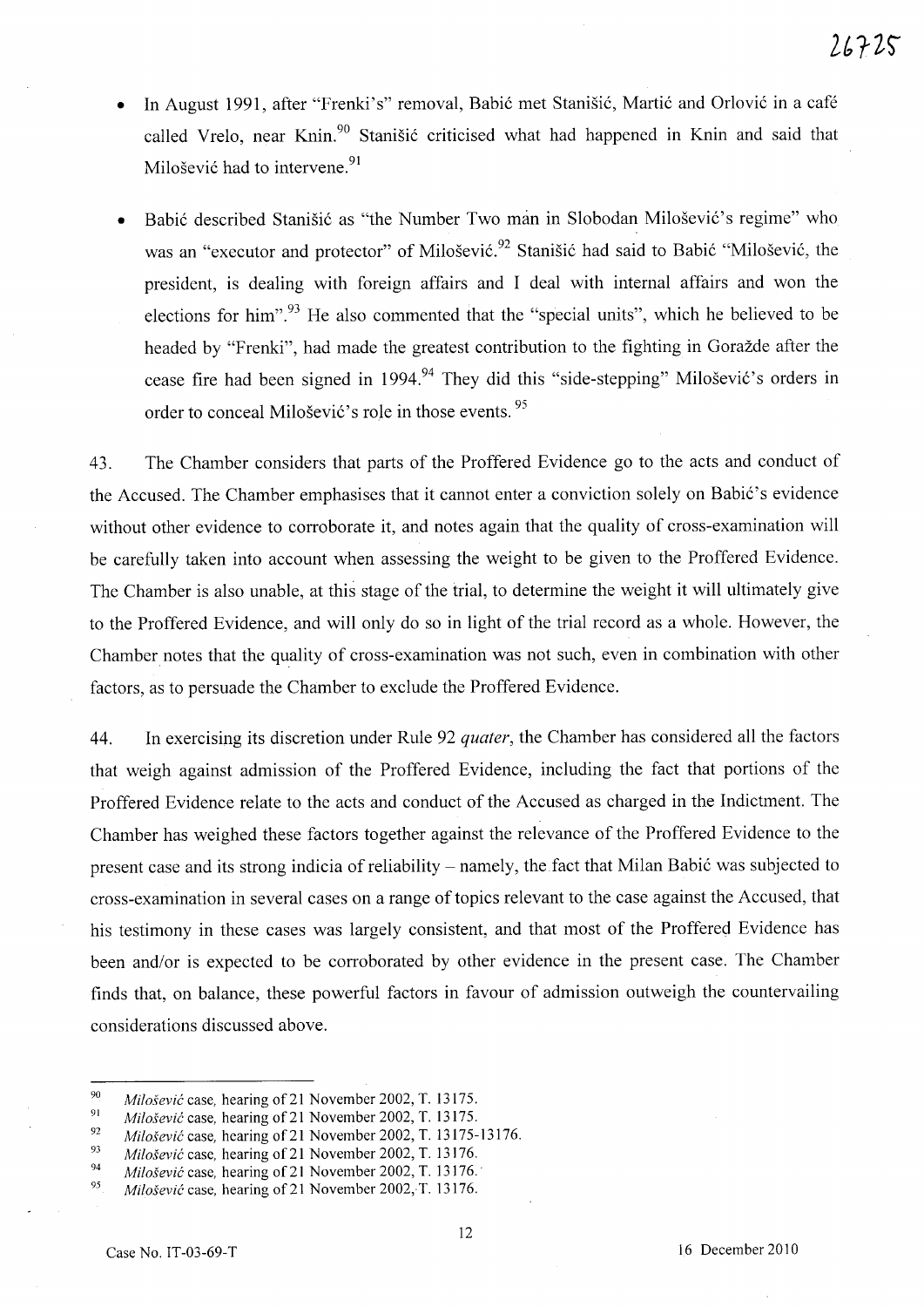- In August 1991, after "Frenki's" removal, Babić met Stanišić, Martić and Orlović in a café called Vrelo, near Knin.[90] Stanišić criticised what had happened in Knin and said that Milošević had to intervene.[91]

- Babić described Stanišić as "the Number Two man in Slobodan Milošević's regime" who was an "executor and protector" of Milošević.[92] Stanišić had said to Babić "Milošević, the president, is dealing with foreign affairs and I deal with internal affairs and won the elections for him".[93] He also commented that the "special units", which he believed to be headed by "Frenki", had made the greatest contribution to the fighting in Goražde after the cease fire had been signed in 1994.[94] They did this "side-stepping" Milošević's orders in order to conceal Milošević's role in those events.[95]

43. The Chamber considers that parts of the Proffered Evidence go to the acts and conduct of the Accused. The Chamber emphasises that it cannot enter a conviction solely on Babić's evidence without other evidence to corroborate it, and notes again that the quality of cross-examination will be carefully taken into account when assessing the weight to be given to the Proffered Evidence. The Chamber is also unable, at this stage of the trial, to determine the weight it will ultimately give to the Proffered Evidence, and will only do so in light of the trial record as a whole. However, the Chamber notes that the quality of cross-examination was not such, even in combination with other factors, as to persuade the Chamber to exclude the Proffered Evidence.

44. In exercising its discretion under Rule 92 *quater*, the Chamber has considered all the factors that weigh against admission of the Proffered Evidence, including the fact that portions of the Proffered Evidence relate to the acts and conduct of the Accused as charged in the Indictment. The Chamber has weighed these factors together against the relevance of the Proffered Evidence to the present case and its strong indicia of reliability – namely, the fact that Milan Babić was subjected to cross-examination in several cases on a range of topics relevant to the case against the Accused, that his testimony in these cases was largely consistent, and that most of the Proffered Evidence has been and/or is expected to be corroborated by other evidence in the present case. The Chamber finds that, on balance, these powerful factors in favour of admission outweigh the countervailing considerations discussed above.

---

[90] *Milošević* case, hearing of 21 November 2002, T. 13175.

[91] *Milošević* case, hearing of 21 November 2002, T. 13175.

[92] *Milošević* case, hearing of 21 November 2002, T. 13175-13176.

[93] *Milošević* case, hearing of 21 November 2002, T. 13176.

[94] *Milošević* case, hearing of 21 November 2002, T. 13176.

[95] *Milošević* case, hearing of 21 November 2002, T. 13176.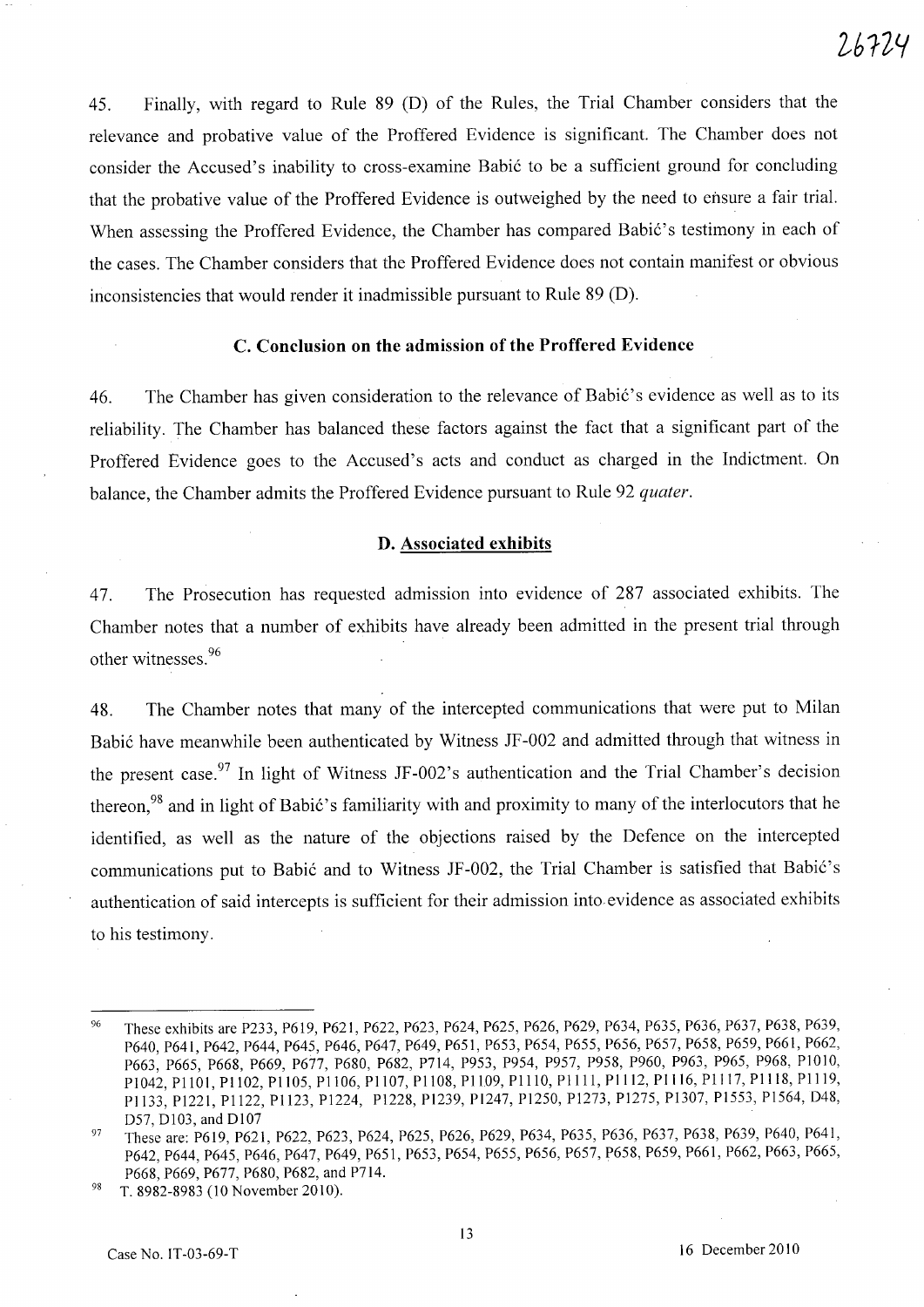45. Finally, with regard to Rule 89 (D) of the Rules, the Trial Chamber considers that the relevance and probative value of the Proffered Evidence is significant. The Chamber does not consider the Accused's inability to cross-examine Babić to be a sufficient ground for concluding that the probative value of the Proffered Evidence is outweighed by the need to ensure a fair trial. When assessing the Proffered Evidence, the Chamber has compared Babić's testimony in each of the cases. The Chamber considers that the Proffered Evidence does not contain manifest or obvious inconsistencies that would render it inadmissible pursuant to Rule 89 (D).

### C. Conclusion on the admission of the Proffered Evidence

46. The Chamber has given consideration to the relevance of Babić's evidence as well as to its reliability. The Chamber has balanced these factors against the fact that a significant part of the Proffered Evidence goes to the Accused's acts and conduct as charged in the Indictment. On balance, the Chamber admits the Proffered Evidence pursuant to Rule 92 *quater*.

### D. Associated exhibits

47. The Prosecution has requested admission into evidence of 287 associated exhibits. The Chamber notes that a number of exhibits have already been admitted in the present trial through other witnesses.[96]

48. The Chamber notes that many of the intercepted communications that were put to Milan Babić have meanwhile been authenticated by Witness JF-002 and admitted through that witness in the present case.[97] In light of Witness JF-002's authentication and the Trial Chamber's decision thereon,[98] and in light of Babić's familiarity with and proximity to many of the interlocutors that he identified, as well as the nature of the objections raised by the Defence on the intercepted communications put to Babić and to Witness JF-002, the Trial Chamber is satisfied that Babić's authentication of said intercepts is sufficient for their admission into evidence as associated exhibits to his testimony.

---

[96] These exhibits are P233, P619, P621, P622, P623, P624, P625, P626, P629, P634, P635, P636, P637, P638, P639, P640, P641, P642, P644, P645, P646, P647, P649, P651, P653, P654, P655, P656, P657, P658, P659, P661, P662, P663, P665, P668, P669, P677, P680, P682, P714, P953, P954, P957, P958, P960, P963, P965, P968, P1010, P1042, P1101, P1102, P1105, P1106, P1107, P1108, P1109, P1110, P1111, P1112, P1116, P1117, P1118, P1119, P1133, P1221, P1122, P1123, P1224, P1228, P1239, P1247, P1250, P1273, P1275, P1307, P1553, P1564, D48, D57, D103, and D107

[97] These are: P619, P621, P622, P623, P624, P625, P626, P629, P634, P635, P636, P637, P638, P639, P640, P641, P642, P644, P645, P646, P647, P649, P651, P653, P654, P655, P656, P657, P658, P659, P661, P662, P663, P665, P668, P669, P677, P680, P682, and P714.

[98] T. 8982-8983 (10 November 2010).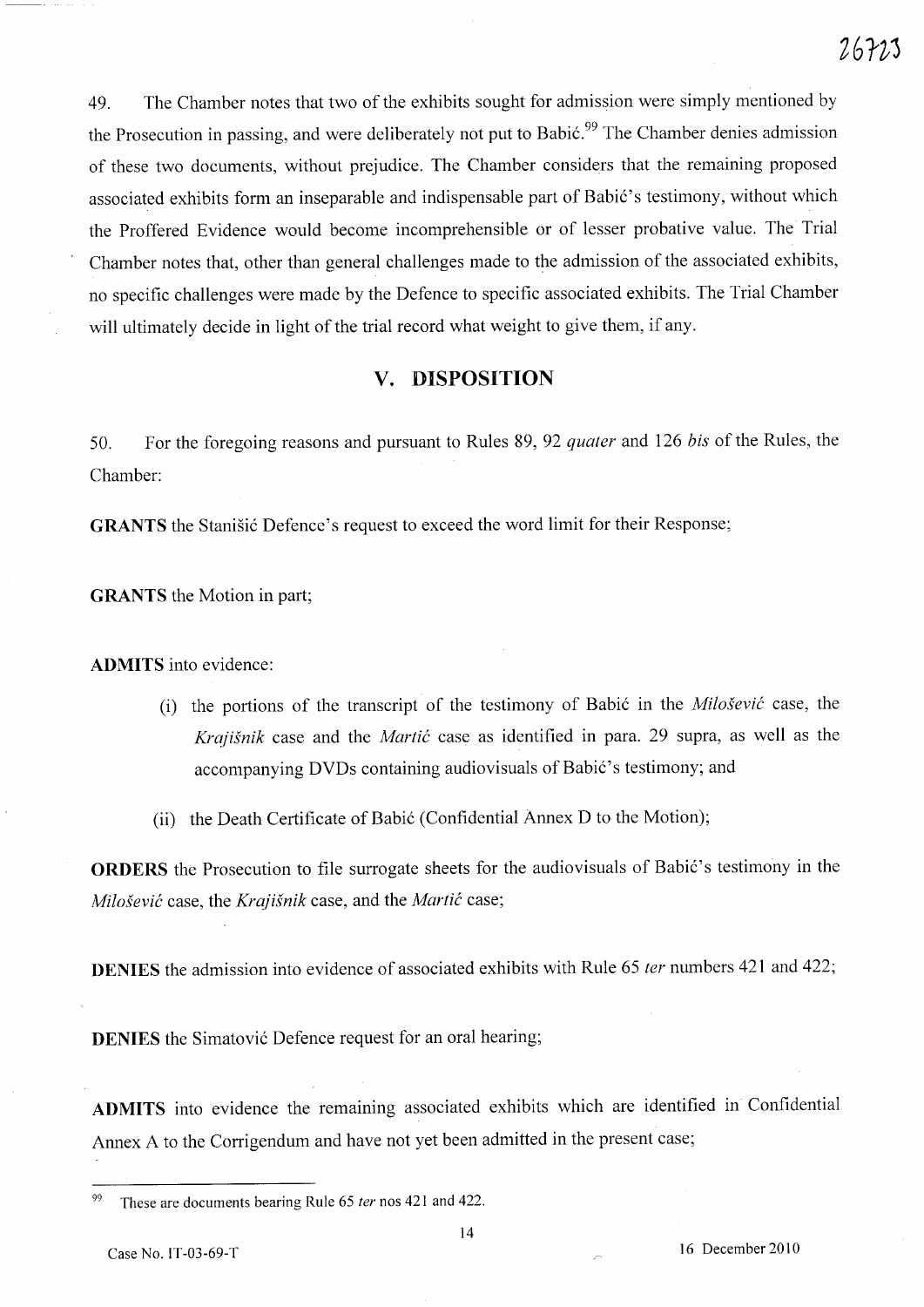49. The Chamber notes that two of the exhibits sought for admission were simply mentioned by the Prosecution in passing, and were deliberately not put to Babić.[99] The Chamber denies admission of these two documents, without prejudice. The Chamber considers that the remaining proposed associated exhibits form an inseparable and indispensable part of Babić's testimony, without which the Proffered Evidence would become incomprehensible or of lesser probative value. The Trial Chamber notes that, other than general challenges made to the admission of the associated exhibits, no specific challenges were made by the Defence to specific associated exhibits. The Trial Chamber will ultimately decide in light of the trial record what weight to give them, if any.

## V. DISPOSITION

50. For the foregoing reasons and pursuant to Rules 89, 92 *quater* and 126 *bis* of the Rules, the Chamber:

**GRANTS** the Stanišić Defence's request to exceed the word limit for their Response;

**GRANTS** the Motion in part;

**ADMITS** into evidence:

(i) the portions of the transcript of the testimony of Babić in the *Milošević* case, the *Krajišnik* case and the *Martić* case as identified in para. 29 supra, as well as the accompanying DVDs containing audiovisuals of Babić's testimony; and

(ii) the Death Certificate of Babić (Confidential Annex D to the Motion);

**ORDERS** the Prosecution to file surrogate sheets for the audiovisuals of Babić's testimony in the *Milošević* case, the *Krajišnik* case, and the *Martić* case;

**DENIES** the admission into evidence of associated exhibits with Rule 65 *ter* numbers 421 and 422;

**DENIES** the Simatović Defence request for an oral hearing;

**ADMITS** into evidence the remaining associated exhibits which are identified in Confidential Annex A to the Corrigendum and have not yet been admitted in the present case;

---

[99] These are documents bearing Rule 65 *ter* nos 421 and 422.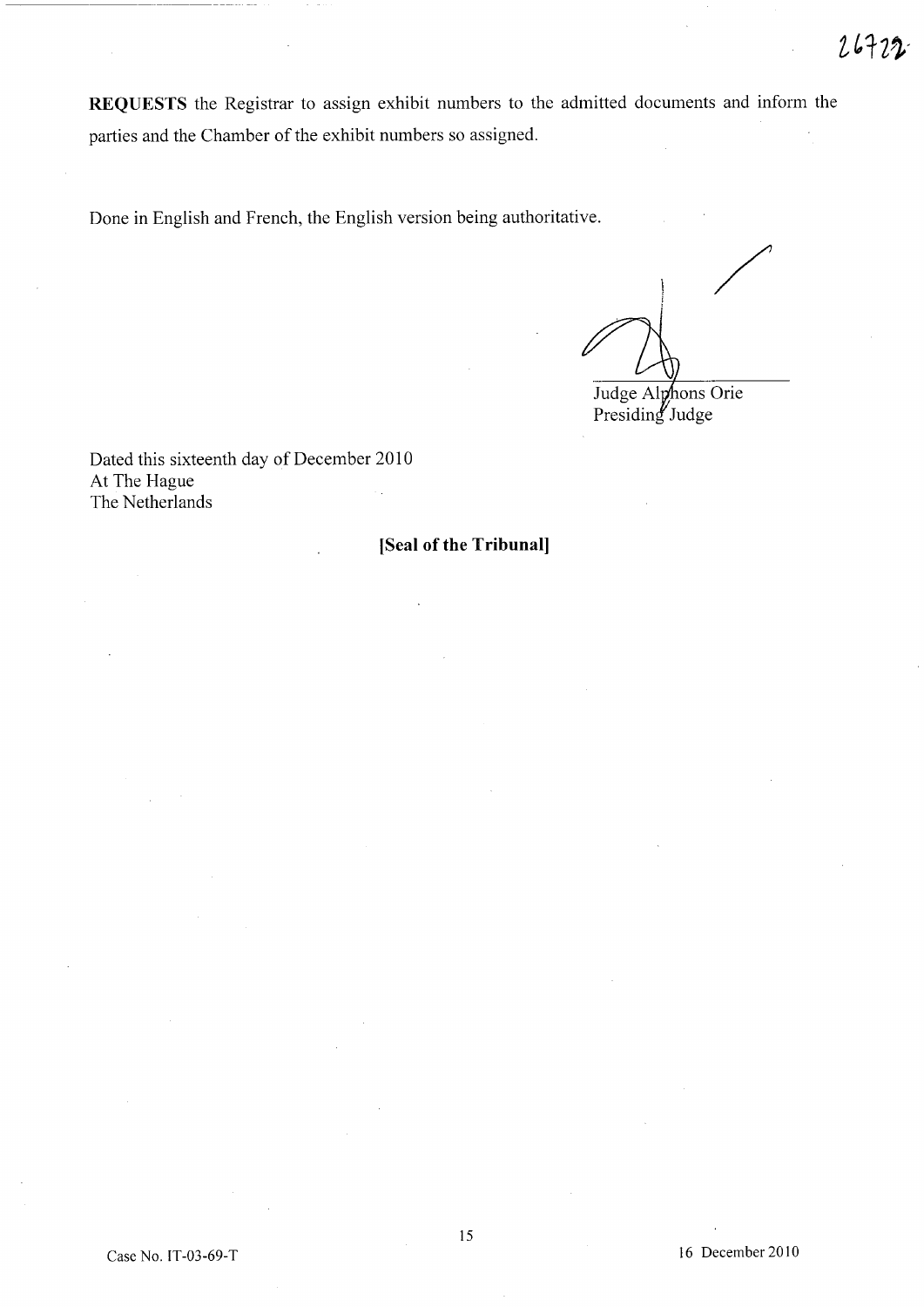**REQUESTS** the Registrar to assign exhibit numbers to the admitted documents and inform the parties and the Chamber of the exhibit numbers so assigned.

Done in English and French, the English version being authoritative.

Judge Alphons Orie
Presiding Judge

Dated this sixteenth day of December 2010
At The Hague
The Netherlands

**[Seal of the Tribunal]**